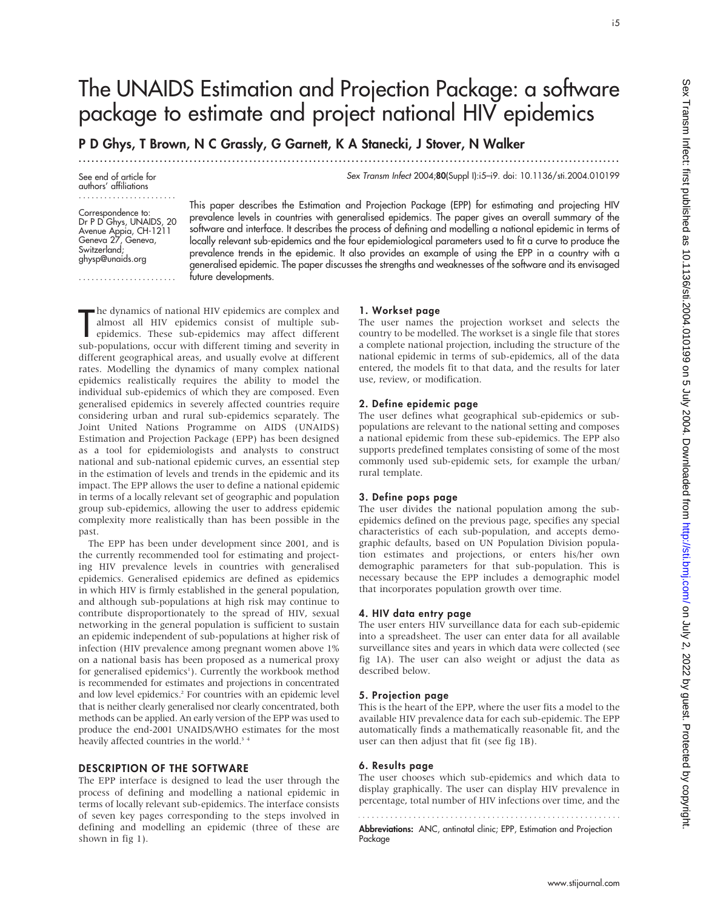# The UNAIDS Estimation and Projection Package: a software package to estimate and project national HIV epidemics

**P D Ghys, T Brown, N C Grassly, G Garnett, K A Stanecki, J Stover, N Walker**

See end of article for authors' affiliations

*Sex Transm Infect* 2004;**80**(Suppl I):i5–i9. doi: 10.1136/sti.2004.010199

Correspondence to: Dr P D Ghys, UNAIDS, 20 Avenue Appia, CH-1211 Geneva 27, Geneva, Switzerland; ghysp@unaids.org

This paper describes the Estimation and Projection Package (EPP) for estimating and projecting HIV prevalence levels in countries with generalised epidemics. The paper gives an overall summary of the software and interface. It describes the process of defining and modelling a national epidemic in terms of locally relevant sub-epidemics and the four epidemiological parameters used to fit a curve to produce the prevalence trends in the epidemic. It also provides an example of using the EPP in a country with a generalised epidemic. The paper discusses the strengths and weaknesses of the software and its envisaged future developments.

The dynamics of national HIV epidemics are complex and almost all HIV epidemics consist of multiple sub-epidemics. These sub-epidemics may affect different sub-populations, occur with different timing and severity in different geographical areas, and usually evolve at different rates. Modelling the dynamics of many complex national epidemics realistically requires the ability to model the individual sub-epidemics of which they are composed. Even generalised epidemics in severely affected countries require considering urban and rural sub-epidemics separately. The Joint United Nations Programme on AIDS (UNAIDS) Estimation and Projection Package (EPP) has been designed as a tool for epidemiologists and analysts to construct national and sub-national epidemic curves, an essential step in the estimation of levels and trends in the epidemic and its impact. The EPP allows the user to define a national epidemic in terms of a locally relevant set of geographic and population group sub-epidemics, allowing the user to address epidemic complexity more realistically than has been possible in the past.

The EPP has been under development since 2001, and is the currently recommended tool for estimating and projecting HIV prevalence levels in countries with generalised epidemics. Generalised epidemics are defined as epidemics in which HIV is firmly established in the general population, and although sub-populations at high risk may continue to contribute disproportionately to the spread of HIV, sexual networking in the general population is sufficient to sustain an epidemic independent of sub-populations at higher risk of infection (HIV prevalence among pregnant women above 1% on a national basis has been proposed as a numerical proxy for generalised epidemics[1]). Currently the workbook method is recommended for estimates and projections in concentrated and low level epidemics.[2] For countries with an epidemic level that is neither clearly generalised nor clearly concentrated, both methods can be applied. An early version of the EPP was used to produce the end-2001 UNAIDS/WHO estimates for the most heavily affected countries in the world.[3 4]

## DESCRIPTION OF THE SOFTWARE

The EPP interface is designed to lead the user through the process of defining and modelling a national epidemic in terms of locally relevant sub-epidemics. The interface consists of seven key pages corresponding to the steps involved in defining and modelling an epidemic (three of these are shown in fig 1).

### 1. Workset page

The user names the projection workset and selects the country to be modelled. The workset is a single file that stores a complete national projection, including the structure of the national epidemic in terms of sub-epidemics, all of the data entered, the models fit to that data, and the results for later use, review, or modification.

### 2. Define epidemic page

The user defines what geographical sub-epidemics or sub-populations are relevant to the national setting and composes a national epidemic from these sub-epidemics. The EPP also supports predefined templates consisting of some of the most commonly used sub-epidemic sets, for example the urban/rural template.

### 3. Define pops page

The user divides the national population among the sub-epidemics defined on the previous page, specifies any special characteristics of each sub-population, and accepts demographic defaults, based on UN Population Division population estimates and projections, or enters his/her own demographic parameters for that sub-population. This is necessary because the EPP includes a demographic model that incorporates population growth over time.

### 4. HIV data entry page

The user enters HIV surveillance data for each sub-epidemic into a spreadsheet. The user can enter data for all available surveillance sites and years in which data were collected (see fig 1A). The user can also weight or adjust the data as described below.

### 5. Projection page

This is the heart of the EPP, where the user fits a model to the available HIV prevalence data for each sub-epidemic. The EPP automatically finds a mathematically reasonable fit, and the user can then adjust that fit (see fig 1B).

### 6. Results page

The user chooses which sub-epidemics and which data to display graphically. The user can display HIV prevalence in percentage, total number of HIV infections over time, and the

**Abbreviations:** ANC, antinatal clinic; EPP, Estimation and Projection Package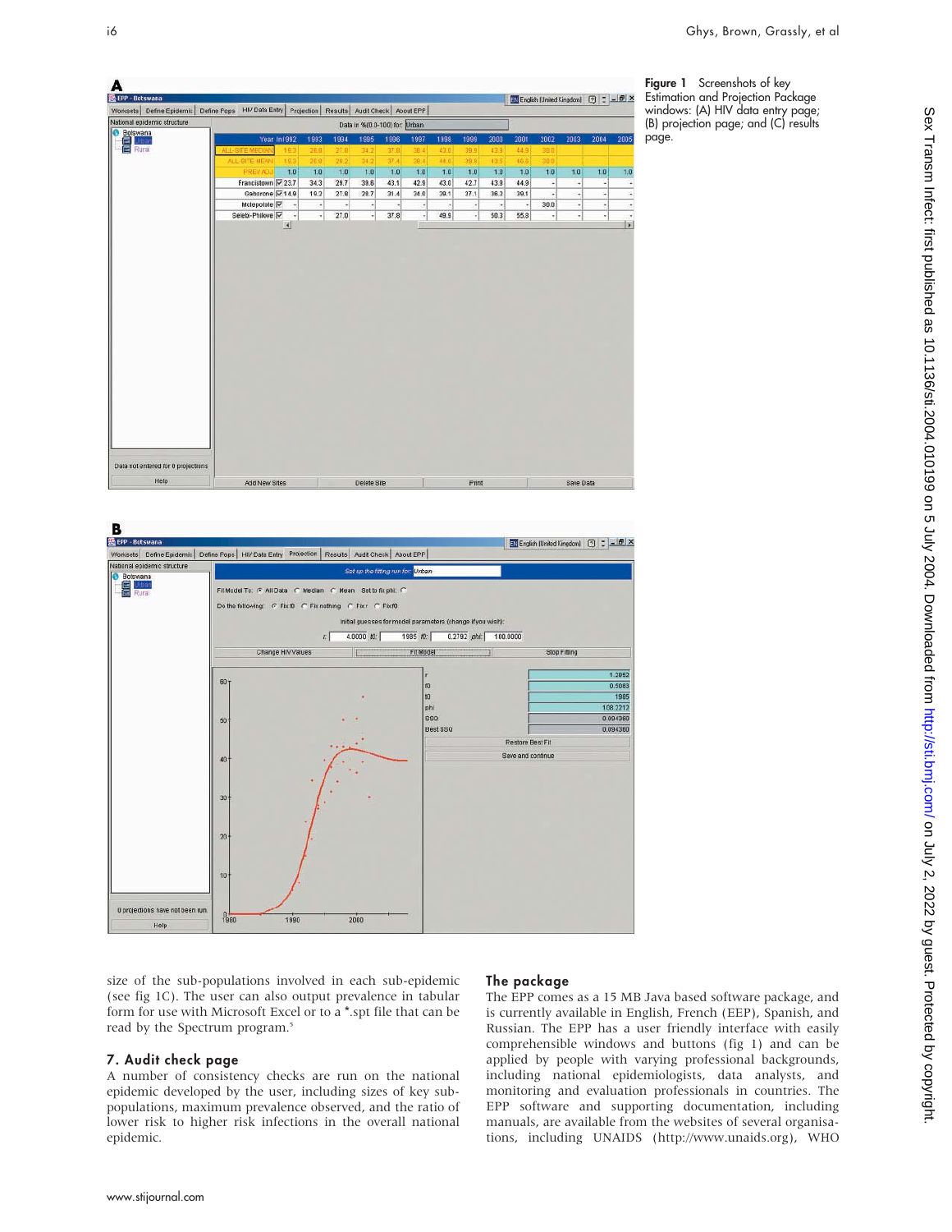Figure 1 Screenshots of key Estimation and Projection Package windows: (A) HIV data entry page; (B) projection page; and (C) results page.

size of the sub-populations involved in each sub-epidemic (see fig 1C). The user can also output prevalence in tabular form for use with Microsoft Excel or to a *.spt file that can be read by the Spectrum program.[5]

### 7. Audit check page

A number of consistency checks are run on the national epidemic developed by the user, including sizes of key sub-populations, maximum prevalence observed, and the ratio of lower risk to higher risk infections in the overall national epidemic.

## The package

The EPP comes as a 15 MB Java based software package, and is currently available in English, French (EEP), Spanish, and Russian. The EPP has a user friendly interface with easily comprehensible windows and buttons (fig 1) and can be applied by people with varying professional backgrounds, including national epidemiologists, data analysts, and monitoring and evaluation professionals in countries. The EPP software and supporting documentation, including manuals, are available from the websites of several organisations, including UNAIDS (http://www.unaids.org), WHO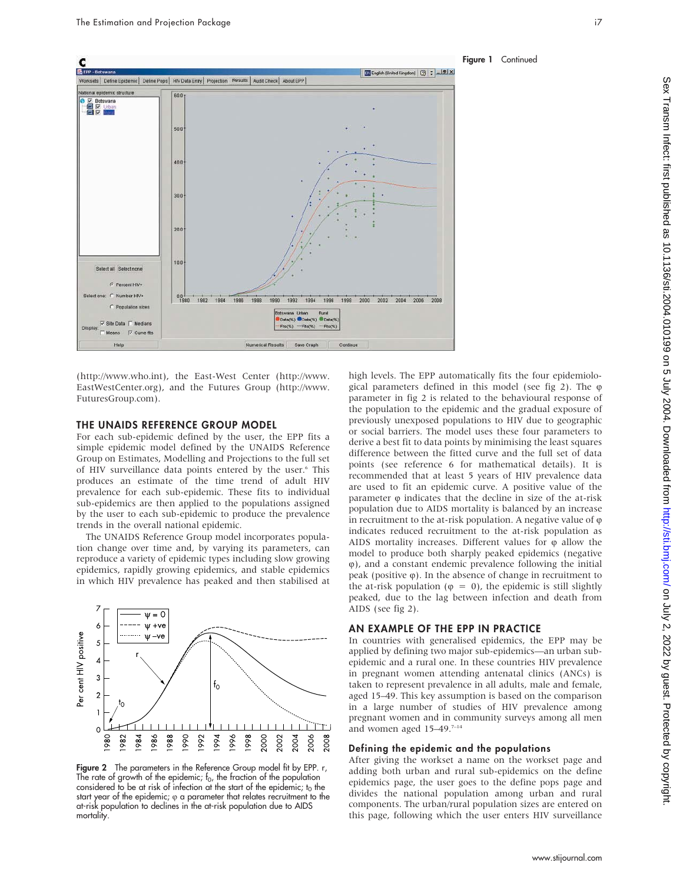Figure 1 Continued

(http://www.who.int), the East-West Center (http://www.EastWestCenter.org), and the Futures Group (http://www.FuturesGroup.com).

## THE UNAIDS REFERENCE GROUP MODEL

For each sub-epidemic defined by the user, the EPP fits a simple epidemic model defined by the UNAIDS Reference Group on Estimates, Modelling and Projections to the full set of HIV surveillance data points entered by the user.[6] This produces an estimate of the time trend of adult HIV prevalence for each sub-epidemic. These fits to individual sub-epidemics are then applied to the populations assigned by the user to each sub-epidemic to produce the prevalence trends in the overall national epidemic.

The UNAIDS Reference Group model incorporates population change over time and, by varying its parameters, can reproduce a variety of epidemic types including slow growing epidemics, rapidly growing epidemics, and stable epidemics in which HIV prevalence has peaked and then stabilised at high levels. The EPP automatically fits the four epidemiological parameters defined in this model (see fig 2). The φ parameter in fig 2 is related to the behavioural response of the population to the epidemic and the gradual exposure of previously unexposed populations to HIV due to geographic or social barriers. The model uses these four parameters to derive a best fit to data points by minimising the least squares difference between the fitted curve and the full set of data points (see reference 6 for mathematical details). It is recommended that at least 5 years of HIV prevalence data are used to fit an epidemic curve. A positive value of the parameter φ indicates that the decline in size of the at-risk population due to AIDS mortality is balanced by an increase in recruitment to the at-risk population. A negative value of φ indicates reduced recruitment to the at-risk population as AIDS mortality increases. Different values for φ allow the model to produce both sharply peaked epidemics (negative φ), and a constant endemic prevalence following the initial peak (positive φ). In the absence of change in recruitment to the at-risk population (φ = 0), the epidemic is still slightly peaked, due to the lag between infection and death from AIDS (see fig 2).

**Figure 2** The parameters in the Reference Group model fit by EPP. r, The rate of growth of the epidemic; $f_0$, the fraction of the population considered to be at risk of infection at the start of the epidemic; $t_0$ the start year of the epidemic; φ a parameter that relates recruitment to the at-risk population to declines in the at-risk population due to AIDS mortality.

## AN EXAMPLE OF THE EPP IN PRACTICE

In countries with generalised epidemics, the EPP may be applied by defining two major sub-epidemics—an urban sub-epidemic and a rural one. In these countries HIV prevalence in pregnant women attending antenatal clinics (ANCs) is taken to represent prevalence in all adults, male and female, aged 15–49. This key assumption is based on the comparison in a large number of studies of HIV prevalence among pregnant women and in community surveys among all men and women aged 15–49.[7–14]

### Defining the epidemic and the populations

After giving the workset a name on the workset page and adding both urban and rural sub-epidemics on the define epidemics page, the user goes to the define pops page and divides the national population among urban and rural components. The urban/rural population sizes are entered on this page, following which the user enters HIV surveillance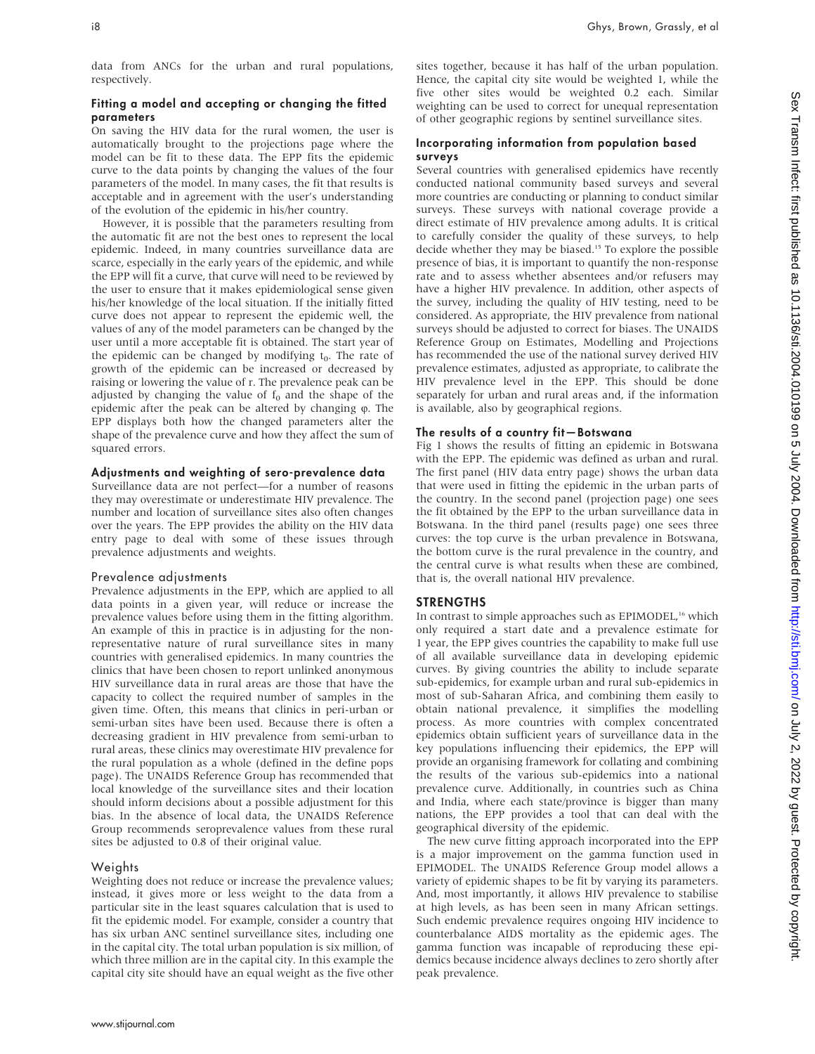data from ANCs for the urban and rural populations, respectively.

### Fitting a model and accepting or changing the fitted parameters

On saving the HIV data for the rural women, the user is automatically brought to the projections page where the model can be fit to these data. The EPP fits the epidemic curve to the data points by changing the values of the four parameters of the model. In many cases, the fit that results is acceptable and in agreement with the user's understanding of the evolution of the epidemic in his/her country.

However, it is possible that the parameters resulting from the automatic fit are not the best ones to represent the local epidemic. Indeed, in many countries surveillance data are scarce, especially in the early years of the epidemic, and while the EPP will fit a curve, that curve will need to be reviewed by the user to ensure that it makes epidemiological sense given his/her knowledge of the local situation. If the initially fitted curve does not appear to represent the epidemic well, the values of any of the model parameters can be changed by the user until a more acceptable fit is obtained. The start year of the epidemic can be changed by modifying $t_0$. The rate of growth of the epidemic can be increased or decreased by raising or lowering the value of r. The prevalence peak can be adjusted by changing the value of $f_0$ and the shape of the epidemic after the peak can be altered by changing $\varphi$. The EPP displays both how the changed parameters alter the shape of the prevalence curve and how they affect the sum of squared errors.

### Adjustments and weighting of sero-prevalence data

Surveillance data are not perfect—for a number of reasons they may overestimate or underestimate HIV prevalence. The number and location of surveillance sites also often changes over the years. The EPP provides the ability on the HIV data entry page to deal with some of these issues through prevalence adjustments and weights.

#### Prevalence adjustments

Prevalence adjustments in the EPP, which are applied to all data points in a given year, will reduce or increase the prevalence values before using them in the fitting algorithm. An example of this in practice is in adjusting for the non-representative nature of rural surveillance sites in many countries with generalised epidemics. In many countries the clinics that have been chosen to report unlinked anonymous HIV surveillance data in rural areas are those that have the capacity to collect the required number of samples in the given time. Often, this means that clinics in peri-urban or semi-urban sites have been used. Because there is often a decreasing gradient in HIV prevalence from semi-urban to rural areas, these clinics may overestimate HIV prevalence for the rural population as a whole (defined in the define pops page). The UNAIDS Reference Group has recommended that local knowledge of the surveillance sites and their location should inform decisions about a possible adjustment for this bias. In the absence of local data, the UNAIDS Reference Group recommends seroprevalence values from these rural sites be adjusted to 0.8 of their original value.

#### Weights

Weighting does not reduce or increase the prevalence values; instead, it gives more or less weight to the data from a particular site in the least squares calculation that is used to fit the epidemic model. For example, consider a country that has six urban ANC sentinel surveillance sites, including one in the capital city. The total urban population is six million, of which three million are in the capital city. In this example the capital city site should have an equal weight as the five other sites together, because it has half of the urban population. Hence, the capital city site would be weighted 1, while the five other sites would be weighted 0.2 each. Similar weighting can be used to correct for unequal representation of other geographic regions by sentinel surveillance sites.

### Incorporating information from population based surveys

Several countries with generalised epidemics have recently conducted national community based surveys and several more countries are conducting or planning to conduct similar surveys. These surveys with national coverage provide a direct estimate of HIV prevalence among adults. It is critical to carefully consider the quality of these surveys, to help decide whether they may be biased.[15] To explore the possible presence of bias, it is important to quantify the non-response rate and to assess whether absentees and/or refusers may have a higher HIV prevalence. In addition, other aspects of the survey, including the quality of HIV testing, need to be considered. As appropriate, the HIV prevalence from national surveys should be adjusted to correct for biases. The UNAIDS Reference Group on Estimates, Modelling and Projections has recommended the use of the national survey derived HIV prevalence estimates, adjusted as appropriate, to calibrate the HIV prevalence level in the EPP. This should be done separately for urban and rural areas and, if the information is available, also by geographical regions.

### The results of a country fit—Botswana

Fig 1 shows the results of fitting an epidemic in Botswana with the EPP. The epidemic was defined as urban and rural. The first panel (HIV data entry page) shows the urban data that were used in fitting the epidemic in the urban parts of the country. In the second panel (projection page) one sees the fit obtained by the EPP to the urban surveillance data in Botswana. In the third panel (results page) one sees three curves: the top curve is the urban prevalence in Botswana, the bottom curve is the rural prevalence in the country, and the central curve is what results when these are combined, that is, the overall national HIV prevalence.

## STRENGTHS

In contrast to simple approaches such as EPIMODEL,[16] which only required a start date and a prevalence estimate for 1 year, the EPP gives countries the capability to make full use of all available surveillance data in developing epidemic curves. By giving countries the ability to include separate sub-epidemics, for example urban and rural sub-epidemics in most of sub-Saharan Africa, and combining them easily to obtain national prevalence, it simplifies the modelling process. As more countries with complex concentrated epidemics obtain sufficient years of surveillance data in the key populations influencing their epidemics, the EPP will provide an organising framework for collating and combining the results of the various sub-epidemics into a national prevalence curve. Additionally, in countries such as China and India, where each state/province is bigger than many nations, the EPP provides a tool that can deal with the geographical diversity of the epidemic.

The new curve fitting approach incorporated into the EPP is a major improvement on the gamma function used in EPIMODEL. The UNAIDS Reference Group model allows a variety of epidemic shapes to be fit by varying its parameters. And, most importantly, it allows HIV prevalence to stabilise at high levels, as has been seen in many African settings. Such endemic prevalence requires ongoing HIV incidence to counterbalance AIDS mortality as the epidemic ages. The gamma function was incapable of reproducing these epidemics because incidence always declines to zero shortly after peak prevalence.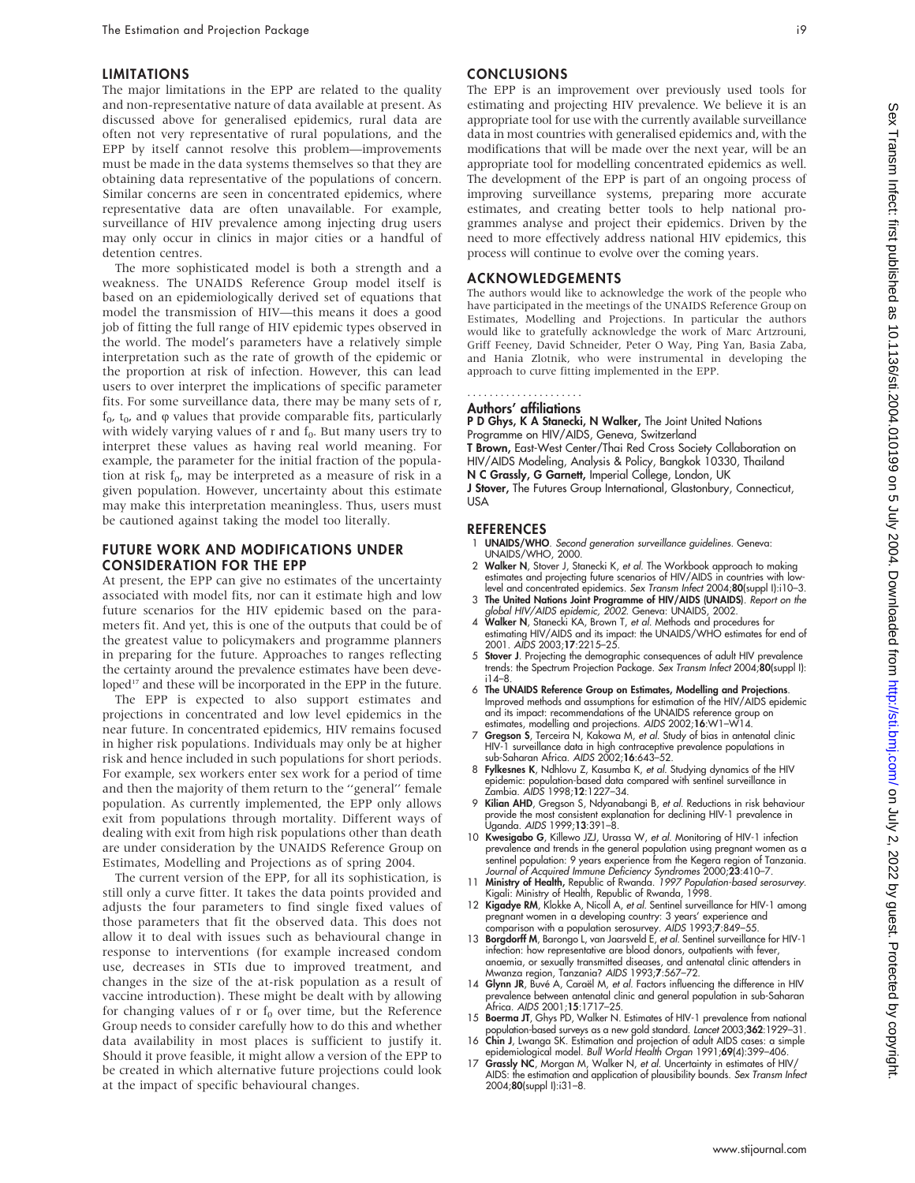## LIMITATIONS

The major limitations in the EPP are related to the quality and non-representative nature of data available at present. As discussed above for generalised epidemics, rural data are often not very representative of rural populations, and the EPP by itself cannot resolve this problem—improvements must be made in the data systems themselves so that they are obtaining data representative of the populations of concern. Similar concerns are seen in concentrated epidemics, where representative data are often unavailable. For example, surveillance of HIV prevalence among injecting drug users may only occur in clinics in major cities or a handful of detention centres.

The more sophisticated model is both a strength and a weakness. The UNAIDS Reference Group model itself is based on an epidemiologically derived set of equations that model the transmission of HIV—this means it does a good job of fitting the full range of HIV epidemic types observed in the world. The model's parameters have a relatively simple interpretation such as the rate of growth of the epidemic or the proportion at risk of infection. However, this can lead users to over interpret the implications of specific parameter fits. For some surveillance data, there may be many sets of r, $f_0$, $t_0$, and φ values that provide comparable fits, particularly with widely varying values of r and $f_0$. But many users try to interpret these values as having real world meaning. For example, the parameter for the initial fraction of the population at risk $f_0$, may be interpreted as a measure of risk in a given population. However, uncertainty about this estimate may make this interpretation meaningless. Thus, users must be cautioned against taking the model too literally.

## FUTURE WORK AND MODIFICATIONS UNDER CONSIDERATION FOR THE EPP

At present, the EPP can give no estimates of the uncertainty associated with model fits, nor can it estimate high and low future scenarios for the HIV epidemic based on the parameters fit. And yet, this is one of the outputs that could be of the greatest value to policymakers and programme planners in preparing for the future. Approaches to ranges reflecting the certainty around the prevalence estimates have been developed[17] and these will be incorporated in the EPP in the future.

The EPP is expected to also support estimates and projections in concentrated and low level epidemics in the near future. In concentrated epidemics, HIV remains focused in higher risk populations. Individuals may only be at higher risk and hence included in such populations for short periods. For example, sex workers enter sex work for a period of time and then the majority of them return to the "general" female population. As currently implemented, the EPP only allows exit from populations through mortality. Different ways of dealing with exit from high risk populations other than death are under consideration by the UNAIDS Reference Group on Estimates, Modelling and Projections as of spring 2004.

The current version of the EPP, for all its sophistication, is still only a curve fitter. It takes the data points provided and adjusts the four parameters to find single fixed values of those parameters that fit the observed data. This does not allow it to deal with issues such as behavioural change in response to interventions (for example increased condom use, decreases in STIs due to improved treatment, and changes in the size of the at-risk population as a result of vaccine introduction). These might be dealt with by allowing for changing values of r or $f_0$ over time, but the Reference Group needs to consider carefully how to do this and whether data availability in most places is sufficient to justify it. Should it prove feasible, it might allow a version of the EPP to be created in which alternative future projections could look at the impact of specific behavioural changes.

## CONCLUSIONS

The EPP is an improvement over previously used tools for estimating and projecting HIV prevalence. We believe it is an appropriate tool for use with the currently available surveillance data in most countries with generalised epidemics and, with the modifications that will be made over the next year, will be an appropriate tool for modelling concentrated epidemics as well. The development of the EPP is part of an ongoing process of improving surveillance systems, preparing more accurate estimates, and creating better tools to help national programmes analyse and project their epidemics. Driven by the need to more effectively address national HIV epidemics, this process will continue to evolve over the coming years.

## ACKNOWLEDGEMENTS

The authors would like to acknowledge the work of the people who have participated in the meetings of the UNAIDS Reference Group on Estimates, Modelling and Projections. In particular the authors would like to gratefully acknowledge the work of Marc Artzrouni, Griff Feeney, David Schneider, Peter O Way, Ping Yan, Basia Zaba, and Hania Zlotnik, who were instrumental in developing the approach to curve fitting implemented in the EPP.

### Authors' affiliations

**P D Ghys, K A Stanecki, N Walker,** The Joint United Nations Programme on HIV/AIDS, Geneva, Switzerland
**T Brown,** East-West Center/Thai Red Cross Society Collaboration on HIV/AIDS Modeling, Analysis & Policy, Bangkok 10330, Thailand
**N C Grassly, G Garnett,** Imperial College, London, UK
**J Stover,** The Futures Group International, Glastonbury, Connecticut, USA

## REFERENCES

1. **UNAIDS/WHO**. *Second generation surveillance guidelines*. Geneva: UNAIDS/WHO, 2000.
2. **Walker N**, Stover J, Stanecki K, *et al*. The Workbook approach to making estimates and projecting future scenarios of HIV/AIDS in countries with low-level and concentrated epidemics. *Sex Transm Infect* 2004;**80**(suppl I):i10–3.
3. **The United Nations Joint Programme of HIV/AIDS (UNAIDS)**. *Report on the global HIV/AIDS epidemic, 2002*. Geneva: UNAIDS, 2002.
4. **Walker N**, Stanecki KA, Brown T, *et al*. Methods and procedures for estimating HIV/AIDS and its impact: the UNAIDS/WHO estimates for end of 2001. *AIDS* 2003;**17**:2215–25.
5. **Stover J**. Projecting the demographic consequences of adult HIV prevalence trends: the Spectrum Projection Package. *Sex Transm Infect* 2004;**80**(suppl I):i14–8.
6. **The UNAIDS Reference Group on Estimates, Modelling and Projections**. Improved methods and assumptions for estimation of the HIV/AIDS epidemic and its impact: recommendations of the UNAIDS reference group on estimates, modelling and projections. *AIDS* 2002;**16**:W1–W14.
7. **Gregson S**, Terceira N, Kakowa M, *et al*. Study of bias in antenatal clinic HIV-1 surveillance data in high contraceptive prevalence populations in sub-Saharan Africa. *AIDS* 2002;**16**:643–52.
8. **Fylkesnes K**, Ndhlovu Z, Kasumba K, *et al*. Studying dynamics of the HIV epidemic: population-based data compared with sentinel surveillance in Zambia. *AIDS* 1998;**12**:1227–34.
9. **Kilian AHD**, Gregson S, Ndyanabangi B, *et al*. Reductions in risk behaviour provide the most consistent explanation for declining HIV-1 prevalence in Uganda. *AIDS* 1999;**13**:391–8.
10. **Kwesigabo G**, Killewo JZJ, Urassa W, *et al*. Monitoring of HIV-1 infection prevalence and trends in the general population using pregnant women as a sentinel population: 9 years experience from the Kagera region of Tanzania. *Journal of Acquired Immune Deficiency Syndromes* 2000;**23**:410–7.
11. **Ministry of Health,** Republic of Rwanda. *1997 Population-based serosurvey*. Kigali: Ministry of Health, Republic of Rwanda, 1998.
12. **Kigadye RM**, Klokke A, Nicoll A, *et al*. Sentinel surveillance for HIV-1 among pregnant women in a developing country: 3 years' experience and comparison with a population serosurvey. *AIDS* 1993;**7**:849–55.
13. **Borgdorff M**, Barongo L, van Jaarsveld E, *et al*. Sentinel surveillance for HIV-1 infection: how representative are blood donors, outpatients with fever, anaemia, or sexually transmitted diseases, and antenatal clinic attenders in Mwanza region, Tanzania? *AIDS* 1993;**7**:567–72.
14. **Glynn JR**, Buvé A, Caraël M, *et al*. Factors influencing the difference in HIV prevalence between antenatal clinic and general population in sub-Saharan Africa. *AIDS* 2001;**15**:1717–25.
15. **Boerma JT**, Ghys PD, Walker N. Estimates of HIV-1 prevalence from national population-based surveys as a new gold standard. *Lancet* 2003;**362**:1929–31.
16. **Chin J**, Lwanga SK. Estimation and projection of adult AIDS cases: a simple epidemiological model. *Bull World Health Organ* 1991;**69**(4):399–406.
17. **Grassly NC**, Morgan M, Walker N, *et al*. Uncertainty in estimates of HIV/AIDS: the estimation and application of plausibility bounds. *Sex Transm Infect* 2004;**80**(suppl I):i31–8.